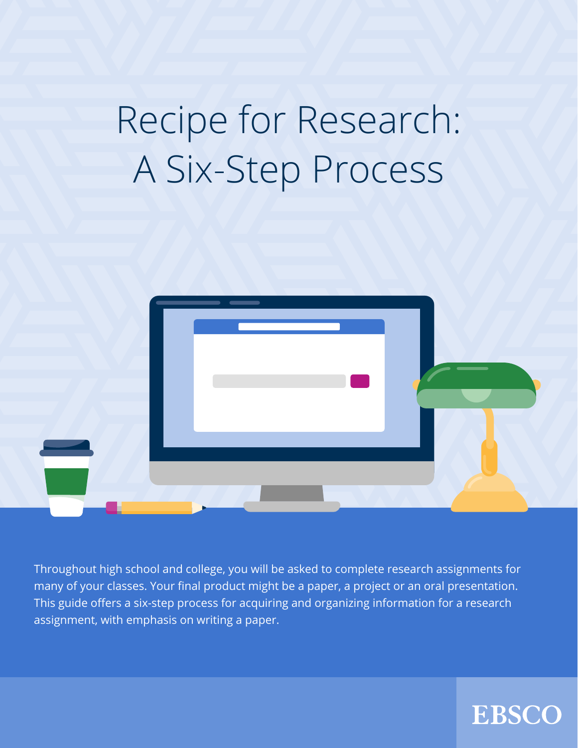# Recipe for Research: A Six-Step Process

Throughout high school and college, you will be asked to complete research assignments for many of your classes. Your final product might be a paper, a project or an oral presentation. This guide offers a six-step process for acquiring and organizing information for a research assignment, with emphasis on writing a paper.

EBSCO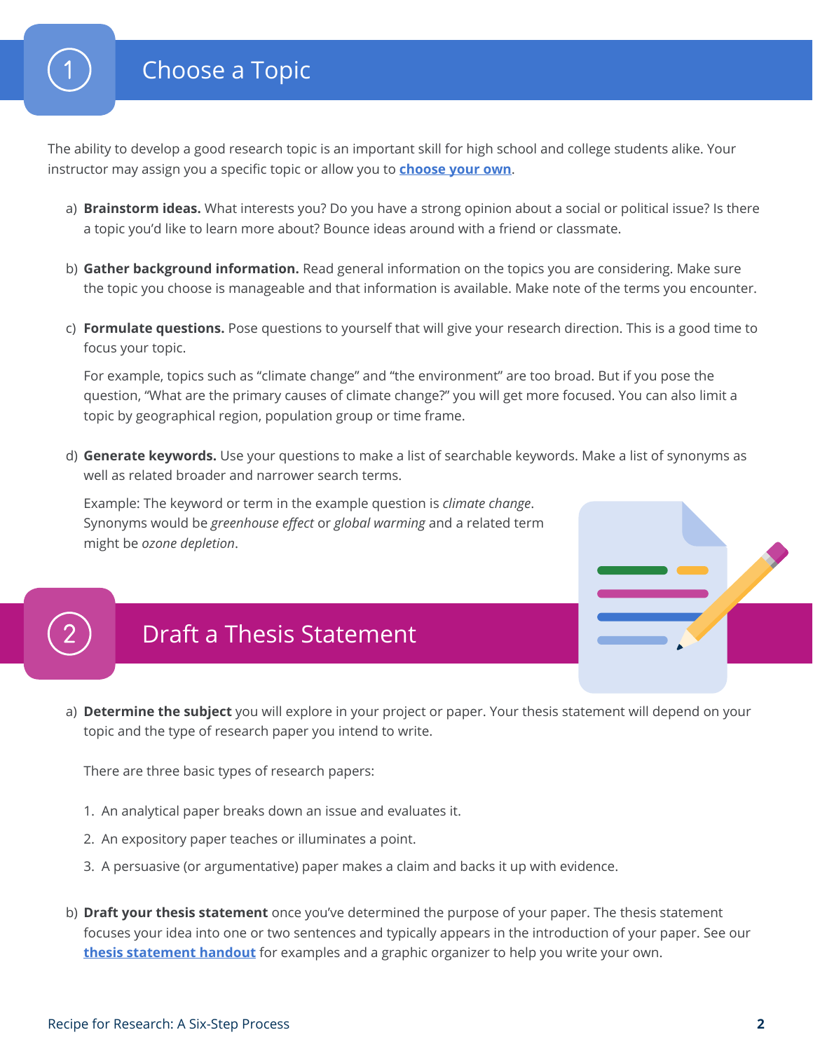## 1 Choose a Topic

The ability to develop a good research topic is an important skill for high school and college students alike. Your instructor may assign you a specific topic or allow you to **choose your own**.

a) **Brainstorm ideas.** What interests you? Do you have a strong opinion about a social or political issue? Is there a topic you'd like to learn more about? Bounce ideas around with a friend or classmate.

b) **Gather background information.** Read general information on the topics you are considering. Make sure the topic you choose is manageable and that information is available. Make note of the terms you encounter.

c) **Formulate questions.** Pose questions to yourself that will give your research direction. This is a good time to focus your topic.

   For example, topics such as "climate change" and "the environment" are too broad. But if you pose the question, "What are the primary causes of climate change?" you will get more focused. You can also limit a topic by geographical region, population group or time frame.

d) **Generate keywords.** Use your questions to make a list of searchable keywords. Make a list of synonyms as well as related broader and narrower search terms.

   Example: The keyword or term in the example question is *climate change*. Synonyms would be *greenhouse effect* or *global warming* and a related term might be *ozone depletion*.

## 2 Draft a Thesis Statement

a) **Determine the subject** you will explore in your project or paper. Your thesis statement will depend on your topic and the type of research paper you intend to write.

   There are three basic types of research papers:

   1. An analytical paper breaks down an issue and evaluates it.
   2. An expository paper teaches or illuminates a point.
   3. A persuasive (or argumentative) paper makes a claim and backs it up with evidence.

b) **Draft your thesis statement** once you've determined the purpose of your paper. The thesis statement focuses your idea into one or two sentences and typically appears in the introduction of your paper. See our **thesis statement handout** for examples and a graphic organizer to help you write your own.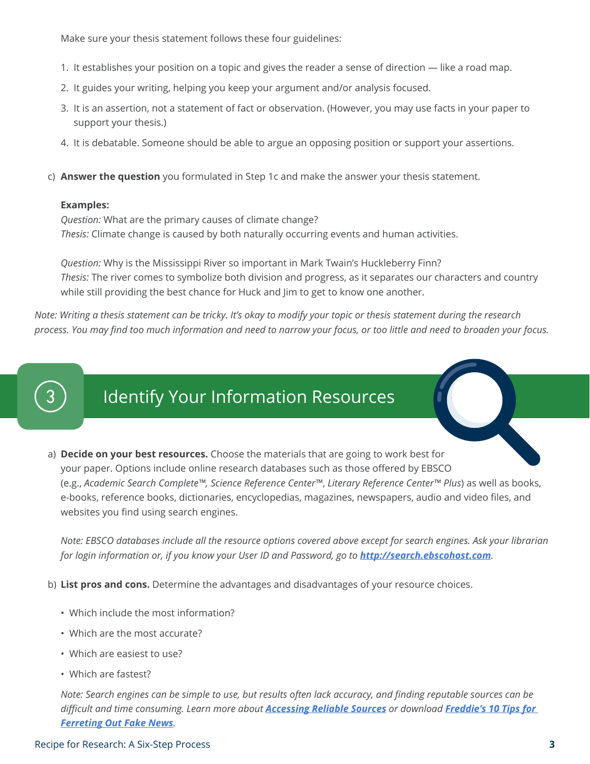Make sure your thesis statement follows these four guidelines:

1. It establishes your position on a topic and gives the reader a sense of direction — like a road map.
2. It guides your writing, helping you keep your argument and/or analysis focused.
3. It is an assertion, not a statement of fact or observation. (However, you may use facts in your paper to support your thesis.)
4. It is debatable. Someone should be able to argue an opposing position or support your assertions.

c) **Answer the question** you formulated in Step 1c and make the answer your thesis statement.

**Examples:**
*Question:* What are the primary causes of climate change?
*Thesis:* Climate change is caused by both naturally occurring events and human activities.

*Question:* Why is the Mississippi River so important in Mark Twain's Huckleberry Finn?
*Thesis:* The river comes to symbolize both division and progress, as it separates our characters and country while still providing the best chance for Huck and Jim to get to know one another.

*Note: Writing a thesis statement can be tricky. It's okay to modify your topic or thesis statement during the research process. You may find too much information and need to narrow your focus, or too little and need to broaden your focus.*

## 3 Identify Your Information Resources

a) **Decide on your best resources.** Choose the materials that are going to work best for your paper. Options include online research databases such as those offered by EBSCO (e.g., *Academic Search Complete™, Science Reference Center™, Literary Reference Center™ Plus*) as well as books, e-books, reference books, dictionaries, encyclopedias, magazines, newspapers, audio and video files, and websites you find using search engines.

*Note: EBSCO databases include all the resource options covered above except for search engines. Ask your librarian for login information or, if you know your User ID and Password, go to **http://search.ebscohost.com**.*

b) **List pros and cons.** Determine the advantages and disadvantages of your resource choices.

- Which include the most information?
- Which are the most accurate?
- Which are easiest to use?
- Which are fastest?

*Note: Search engines can be simple to use, but results often lack accuracy, and finding reputable sources can be difficult and time consuming. Learn more about **Accessing Reliable Sources** or download **Freddie's 10 Tips for Ferreting Out Fake News**.*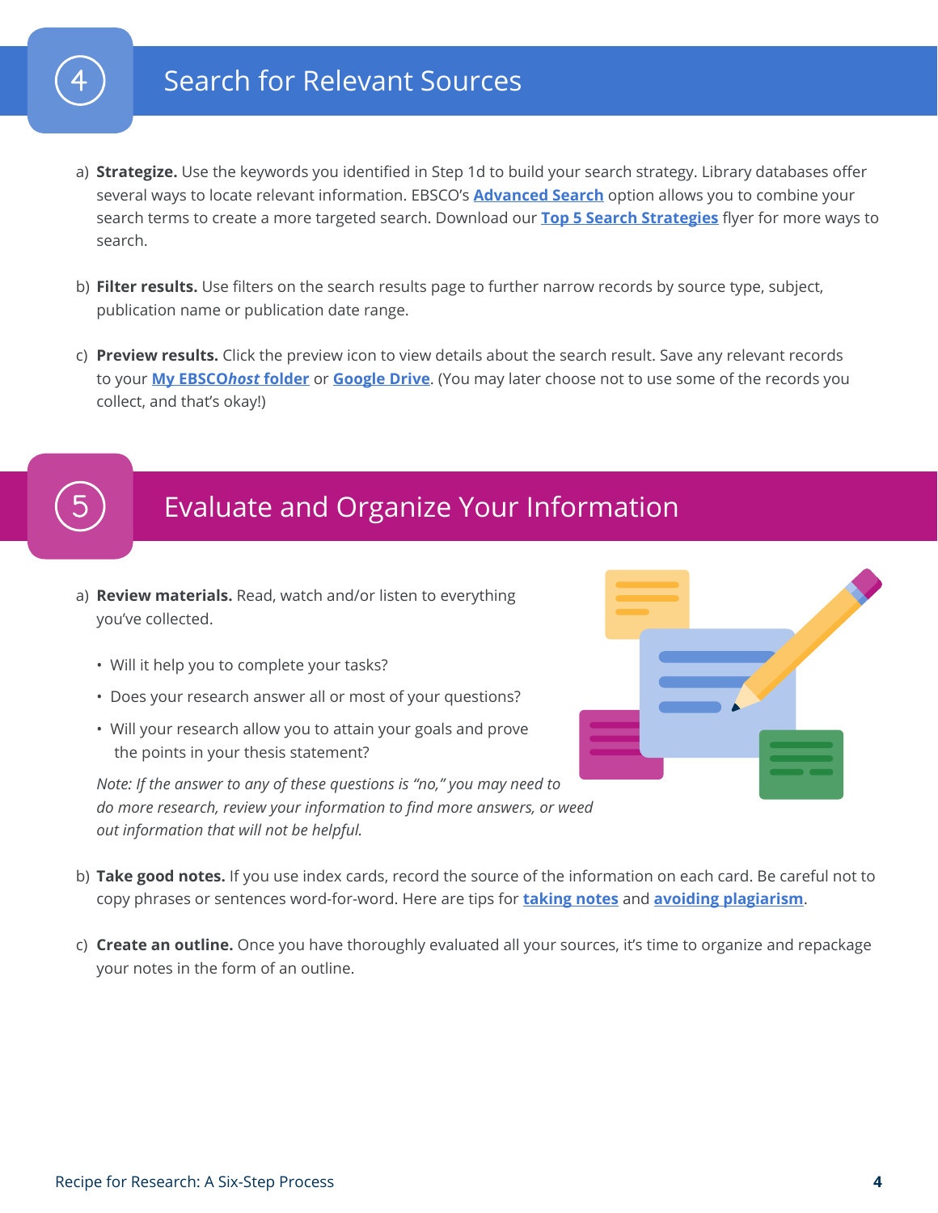## 4 Search for Relevant Sources

a) **Strategize.** Use the keywords you identified in Step 1d to build your search strategy. Library databases offer several ways to locate relevant information. EBSCO's **Advanced Search** option allows you to combine your search terms to create a more targeted search. Download our **Top 5 Search Strategies** flyer for more ways to search.

b) **Filter results.** Use filters on the search results page to further narrow records by source type, subject, publication name or publication date range.

c) **Preview results.** Click the preview icon to view details about the search result. Save any relevant records to your **My EBSCO*host* folder** or **Google Drive**. (You may later choose not to use some of the records you collect, and that's okay!)

## 5 Evaluate and Organize Your Information

a) **Review materials.** Read, watch and/or listen to everything you've collected.

- Will it help you to complete your tasks?
- Does your research answer all or most of your questions?
- Will your research allow you to attain your goals and prove the points in your thesis statement?

*Note: If the answer to any of these questions is "no," you may need to do more research, review your information to find more answers, or weed out information that will not be helpful.*

b) **Take good notes.** If you use index cards, record the source of the information on each card. Be careful not to copy phrases or sentences word-for-word. Here are tips for **taking notes** and **avoiding plagiarism**.

c) **Create an outline.** Once you have thoroughly evaluated all your sources, it's time to organize and repackage your notes in the form of an outline.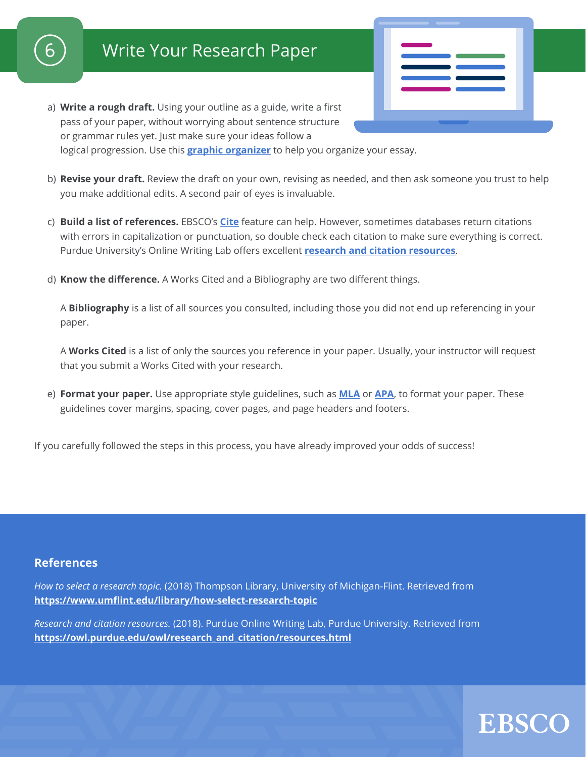## 6 Write Your Research Paper

a) **Write a rough draft.** Using your outline as a guide, write a first pass of your paper, without worrying about sentence structure or grammar rules yet. Just make sure your ideas follow a logical progression. Use this **graphic organizer** to help you organize your essay.

b) **Revise your draft.** Review the draft on your own, revising as needed, and then ask someone you trust to help you make additional edits. A second pair of eyes is invaluable.

c) **Build a list of references.** EBSCO's **Cite** feature can help. However, sometimes databases return citations with errors in capitalization or punctuation, so double check each citation to make sure everything is correct. Purdue University's Online Writing Lab offers excellent **research and citation resources**.

d) **Know the difference.** A Works Cited and a Bibliography are two different things.

   A **Bibliography** is a list of all sources you consulted, including those you did not end up referencing in your paper.

   A **Works Cited** is a list of only the sources you reference in your paper. Usually, your instructor will request that you submit a Works Cited with your research.

e) **Format your paper.** Use appropriate style guidelines, such as **MLA** or **APA**, to format your paper. These guidelines cover margins, spacing, cover pages, and page headers and footers.

If you carefully followed the steps in this process, you have already improved your odds of success!

### References

*How to select a research topic.* (2018) Thompson Library, University of Michigan-Flint. Retrieved from **https://www.umflint.edu/library/how-select-research-topic**

*Research and citation resources.* (2018). Purdue Online Writing Lab, Purdue University. Retrieved from **https://owl.purdue.edu/owl/research_and_citation/resources.html**

EBSCO